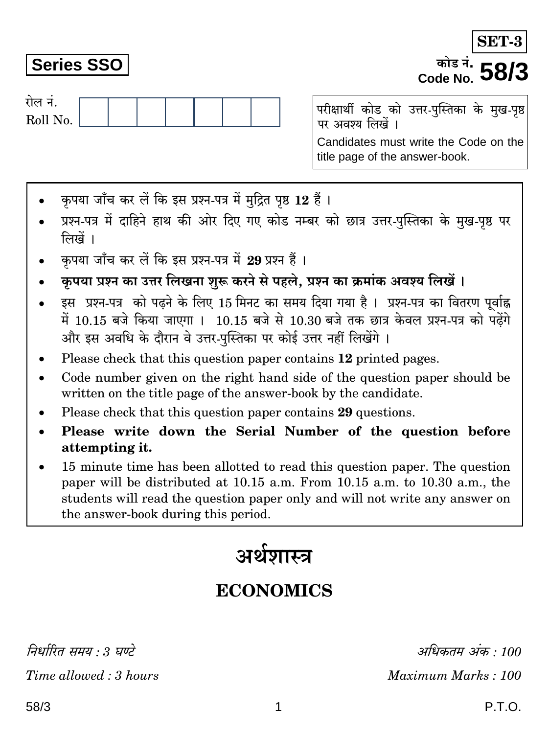**SET-3**

**Series SSO**

कोड नं.
Code No. **58/3**

रोल नं.
Roll No.

| | | | | | | |
|---|---|---|---|---|---|---|
| | | | | | | |

परीक्षार्थी कोड को उत्तर-पुस्तिका के मुख-पृष्ठ पर अवश्य लिखें ।

Candidates must write the Code on the title page of the answer-book.

- कृपया जाँच कर लें कि इस प्रश्न-पत्र में मुद्रित पृष्ठ **12** हैं ।
- प्रश्न-पत्र में दाहिने हाथ की ओर दिए गए कोड नम्बर को छात्र उत्तर-पुस्तिका के मुख-पृष्ठ पर लिखें ।
- कृपया जाँच कर लें कि इस प्रश्न-पत्र में **29** प्रश्न हैं ।
- **कृपया प्रश्न का उत्तर लिखना शुरू करने से पहले, प्रश्न का क्रमांक अवश्य लिखें ।**
- इस प्रश्न-पत्र को पढ़ने के लिए 15 मिनट का समय दिया गया है । प्रश्न-पत्र का वितरण पूर्वाह्न में 10.15 बजे किया जाएगा । 10.15 बजे से 10.30 बजे तक छात्र केवल प्रश्न-पत्र को पढ़ेंगे और इस अवधि के दौरान वे उत्तर-पुस्तिका पर कोई उत्तर नहीं लिखेंगे ।
- Please check that this question paper contains **12** printed pages.
- Code number given on the right hand side of the question paper should be written on the title page of the answer-book by the candidate.
- Please check that this question paper contains **29** questions.
- **Please write down the Serial Number of the question before attempting it.**
- 15 minute time has been allotted to read this question paper. The question paper will be distributed at 10.15 a.m. From 10.15 a.m. to 10.30 a.m., the students will read the question paper only and will not write any answer on the answer-book during this period.

# अर्थशास्त्र

# ECONOMICS

*निर्धारित समय : 3 घण्टे*
*Time allowed : 3 hours*

*अधिकतम अंक : 100*
*Maximum Marks : 100*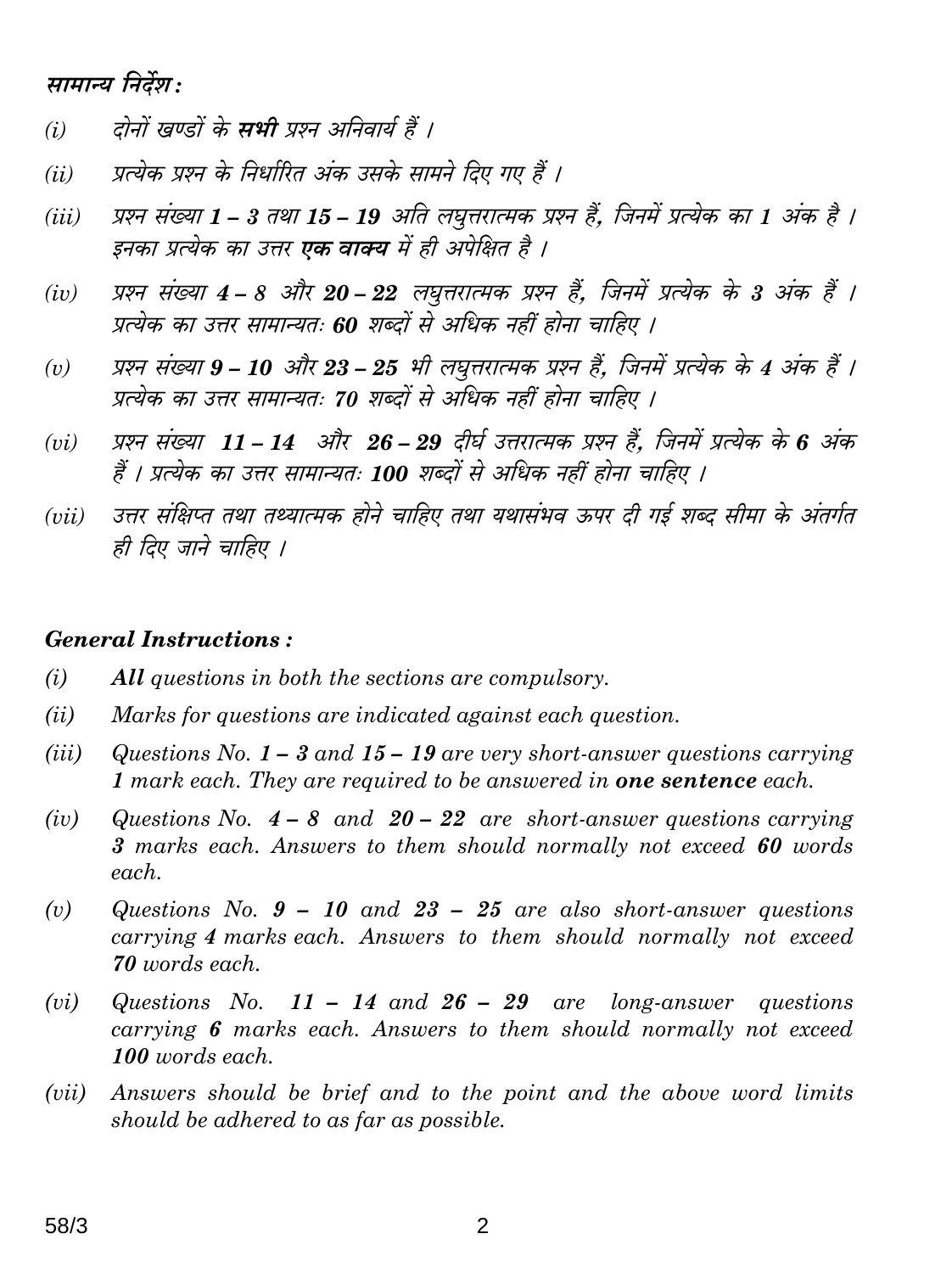*सामान्य निर्देश :*

*(i)* दोनों खण्डों के **सभी** प्रश्न अनिवार्य हैं ।

*(ii)* प्रत्येक प्रश्न के निर्धारित अंक उसके सामने दिए गए हैं ।

*(iii)* प्रश्न संख्या **1 – 3** तथा **15 – 19** अति लघुत्तरात्मक प्रश्न हैं, जिनमें प्रत्येक का **1** अंक है । इनका प्रत्येक का उत्तर **एक वाक्य** में ही अपेक्षित है ।

*(iv)* प्रश्न संख्या **4 – 8** और **20 – 22** लघुत्तरात्मक प्रश्न हैं, जिनमें प्रत्येक के **3** अंक हैं । प्रत्येक का उत्तर सामान्यतः **60** शब्दों से अधिक नहीं होना चाहिए ।

*(v)* प्रश्न संख्या **9 – 10** और **23 – 25** भी लघुत्तरात्मक प्रश्न हैं, जिनमें प्रत्येक के **4** अंक हैं । प्रत्येक का उत्तर सामान्यतः **70** शब्दों से अधिक नहीं होना चाहिए ।

*(vi)* प्रश्न संख्या **11 – 14** और **26 – 29** दीर्घ उत्तरात्मक प्रश्न हैं, जिनमें प्रत्येक के **6** अंक हैं । प्रत्येक का उत्तर सामान्यतः **100** शब्दों से अधिक नहीं होना चाहिए ।

*(vii)* उत्तर संक्षिप्त तथा तथ्यात्मक होने चाहिए तथा यथासंभव ऊपर दी गई शब्द सीमा के अंतर्गत ही दिए जाने चाहिए ।

***General Instructions :***

*(i)* ***All*** *questions in both the sections are compulsory.*

*(ii)* *Marks for questions are indicated against each question.*

*(iii)* *Questions No.* ***1 – 3*** *and* ***15 – 19*** *are very short-answer questions carrying* ***1*** *mark each. They are required to be answered in* ***one sentence*** *each.*

*(iv)* *Questions No.* ***4 – 8*** *and* ***20 – 22*** *are short-answer questions carrying* ***3*** *marks each. Answers to them should normally not exceed* ***60*** *words each.*

*(v)* *Questions No.* ***9 – 10*** *and* ***23 – 25*** *are also short-answer questions carrying* ***4*** *marks each. Answers to them should normally not exceed* ***70*** *words each.*

*(vi)* *Questions No.* ***11 – 14*** *and* ***26 – 29*** *are long-answer questions carrying* ***6*** *marks each. Answers to them should normally not exceed* ***100*** *words each.*

*(vii)* *Answers should be brief and to the point and the above word limits should be adhered to as far as possible.*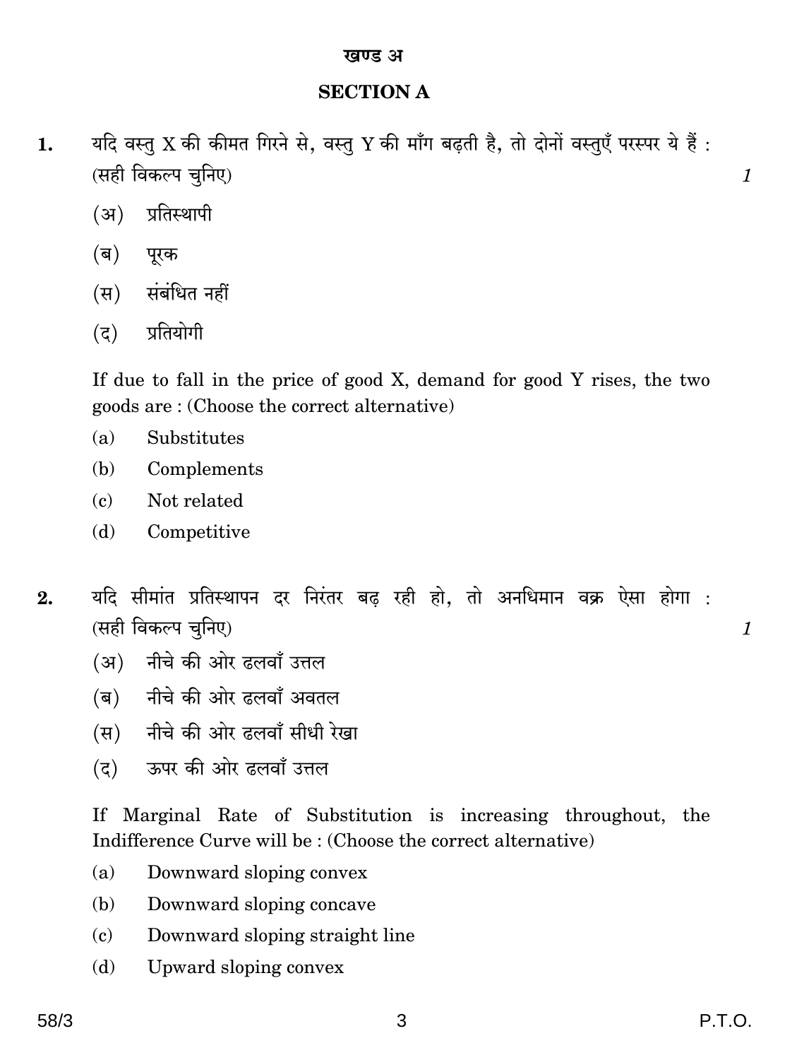## खण्ड अ

## SECTION A

**1.** यदि वस्तु X की कीमत गिरने से, वस्तु Y की माँग बढ़ती है, तो दोनों वस्तुएँ परस्पर ये हैं : (सही विकल्प चुनिए) *1*

(अ) प्रतिस्थापी

(ब) पूरक

(स) संबंधित नहीं

(द) प्रतियोगी

If due to fall in the price of good X, demand for good Y rises, the two goods are : (Choose the correct alternative)

(a) Substitutes

(b) Complements

(c) Not related

(d) Competitive

**2.** यदि सीमांत प्रतिस्थापन दर निरंतर बढ़ रही हो, तो अनधिमान वक्र ऐसा होगा : (सही विकल्प चुनिए) *1*

(अ) नीचे की ओर ढलवाँ उत्तल

(ब) नीचे की ओर ढलवाँ अवतल

(स) नीचे की ओर ढलवाँ सीधी रेखा

(द) ऊपर की ओर ढलवाँ उत्तल

If Marginal Rate of Substitution is increasing throughout, the Indifference Curve will be : (Choose the correct alternative)

(a) Downward sloping convex

(b) Downward sloping concave

(c) Downward sloping straight line

(d) Upward sloping convex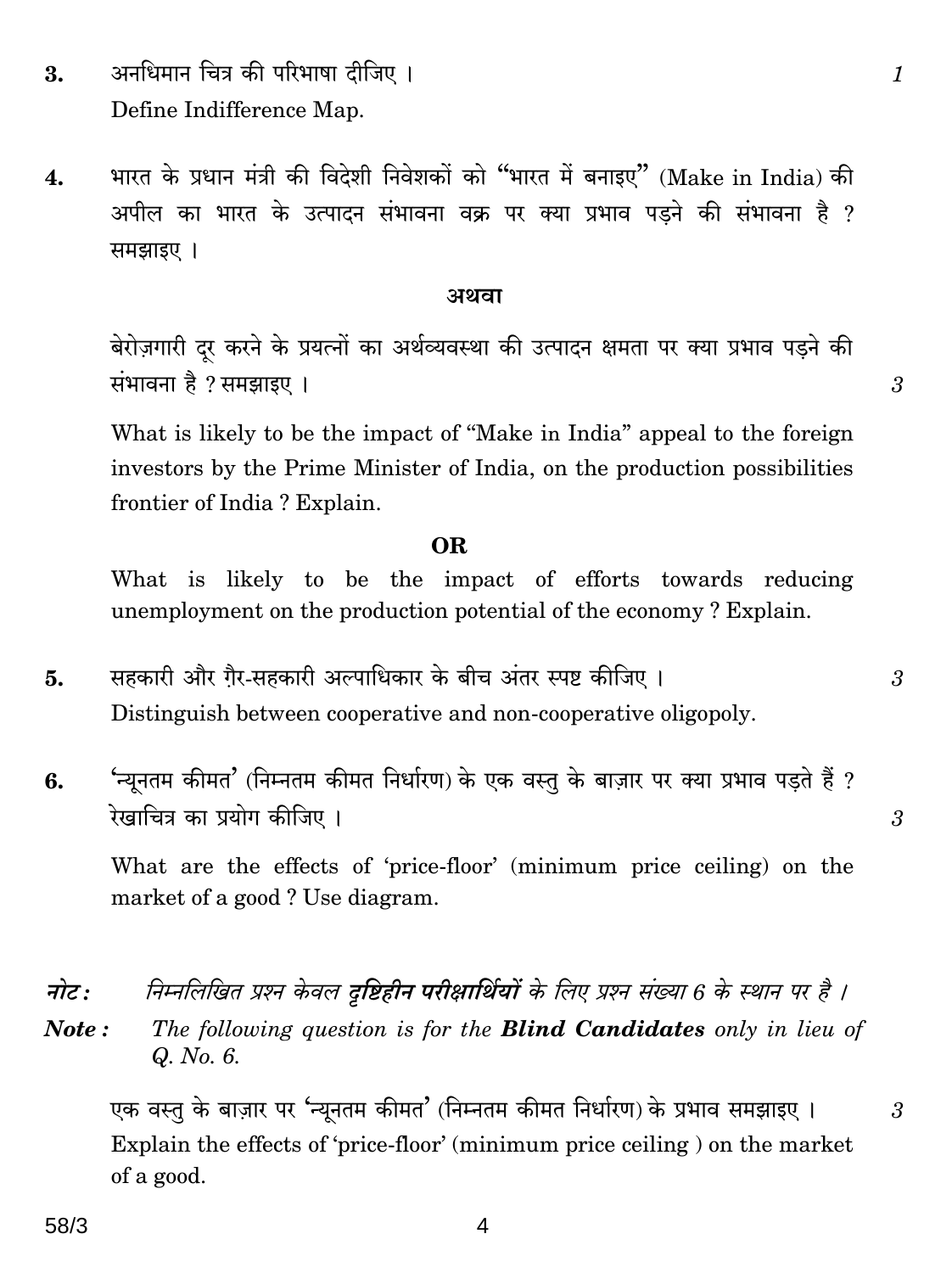**3.** अनधिमान चित्र की परिभाषा दीजिए । *1*

Define Indifference Map.

**4.** भारत के प्रधान मंत्री की विदेशी निवेशकों को "भारत में बनाइए" (Make in India) की अपील का भारत के उत्पादन संभावना वक्र पर क्या प्रभाव पड़ने की संभावना है ? समझाइए ।

**अथवा**

बेरोज़गारी दूर करने के प्रयत्नों का अर्थव्यवस्था की उत्पादन क्षमता पर क्या प्रभाव पड़ने की संभावना है ? समझाइए । *3*

What is likely to be the impact of "Make in India" appeal to the foreign investors by the Prime Minister of India, on the production possibilities frontier of India ? Explain.

**OR**

What is likely to be the impact of efforts towards reducing unemployment on the production potential of the economy ? Explain.

**5.** सहकारी और ग़ैर-सहकारी अल्पाधिकार के बीच अंतर स्पष्ट कीजिए । *3*

Distinguish between cooperative and non-cooperative oligopoly.

**6.** 'न्यूनतम कीमत' (निम्नतम कीमत निर्धारण) के एक वस्तु के बाज़ार पर क्या प्रभाव पड़ते हैं ? रेखाचित्र का प्रयोग कीजिए । *3*

What are the effects of 'price-floor' (minimum price ceiling) on the market of a good ? Use diagram.

***नोट :*** *निम्नलिखित प्रश्न केवल **दृष्टिहीन परीक्षार्थियों** के लिए प्रश्न संख्या 6 के स्थान पर है ।*

***Note :*** *The following question is for the **Blind Candidates** only in lieu of Q. No. 6.*

एक वस्तु के बाज़ार पर 'न्यूनतम कीमत' (निम्नतम कीमत निर्धारण) के प्रभाव समझाइए । *3*

Explain the effects of 'price-floor' (minimum price ceiling ) on the market of a good.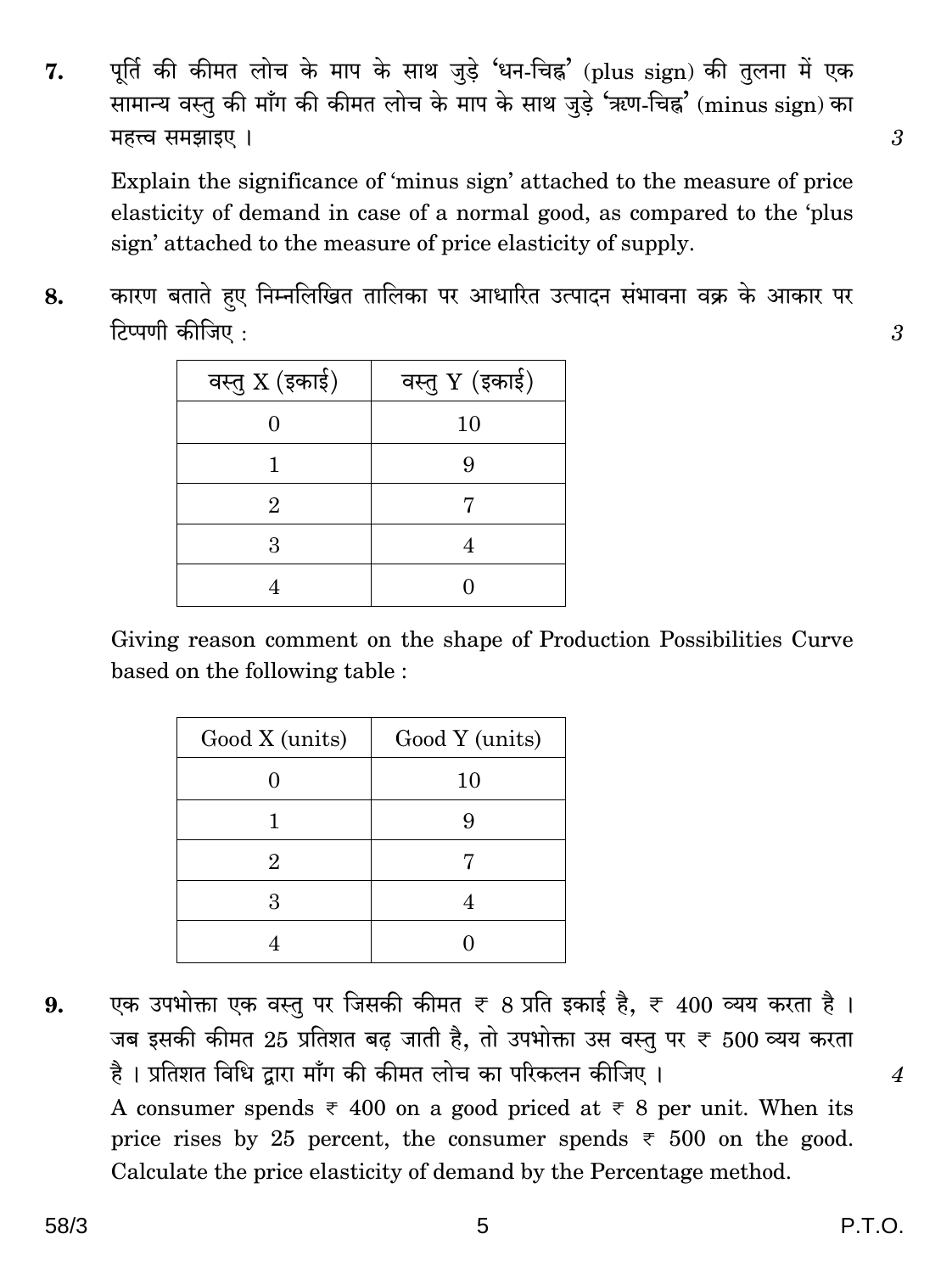7. पूर्ति की कीमत लोच के माप के साथ जुड़े 'धन-चिह्न' (plus sign) की तुलना में एक सामान्य वस्तु की माँग की कीमत लोच के माप के साथ जुड़े 'ऋण-चिह्न' (minus sign) का महत्त्व समझाइए । 3

Explain the significance of 'minus sign' attached to the measure of price elasticity of demand in case of a normal good, as compared to the 'plus sign' attached to the measure of price elasticity of supply.

8. कारण बताते हुए निम्नलिखित तालिका पर आधारित उत्पादन संभावना वक्र के आकार पर टिप्पणी कीजिए : 3

| वस्तु X (इकाई) | वस्तु Y (इकाई) |
|---|---|
| 0 | 10 |
| 1 | 9 |
| 2 | 7 |
| 3 | 4 |
| 4 | 0 |

Giving reason comment on the shape of Production Possibilities Curve based on the following table :

| Good X (units) | Good Y (units) |
|---|---|
| 0 | 10 |
| 1 | 9 |
| 2 | 7 |
| 3 | 4 |
| 4 | 0 |

9. एक उपभोक्ता एक वस्तु पर जिसकी कीमत ₹ 8 प्रति इकाई है, ₹ 400 व्यय करता है । जब इसकी कीमत 25 प्रतिशत बढ़ जाती है, तो उपभोक्ता उस वस्तु पर ₹ 500 व्यय करता है । प्रतिशत विधि द्वारा माँग की कीमत लोच का परिकलन कीजिए । 4

A consumer spends ₹ 400 on a good priced at ₹ 8 per unit. When its price rises by 25 percent, the consumer spends ₹ 500 on the good. Calculate the price elasticity of demand by the Percentage method.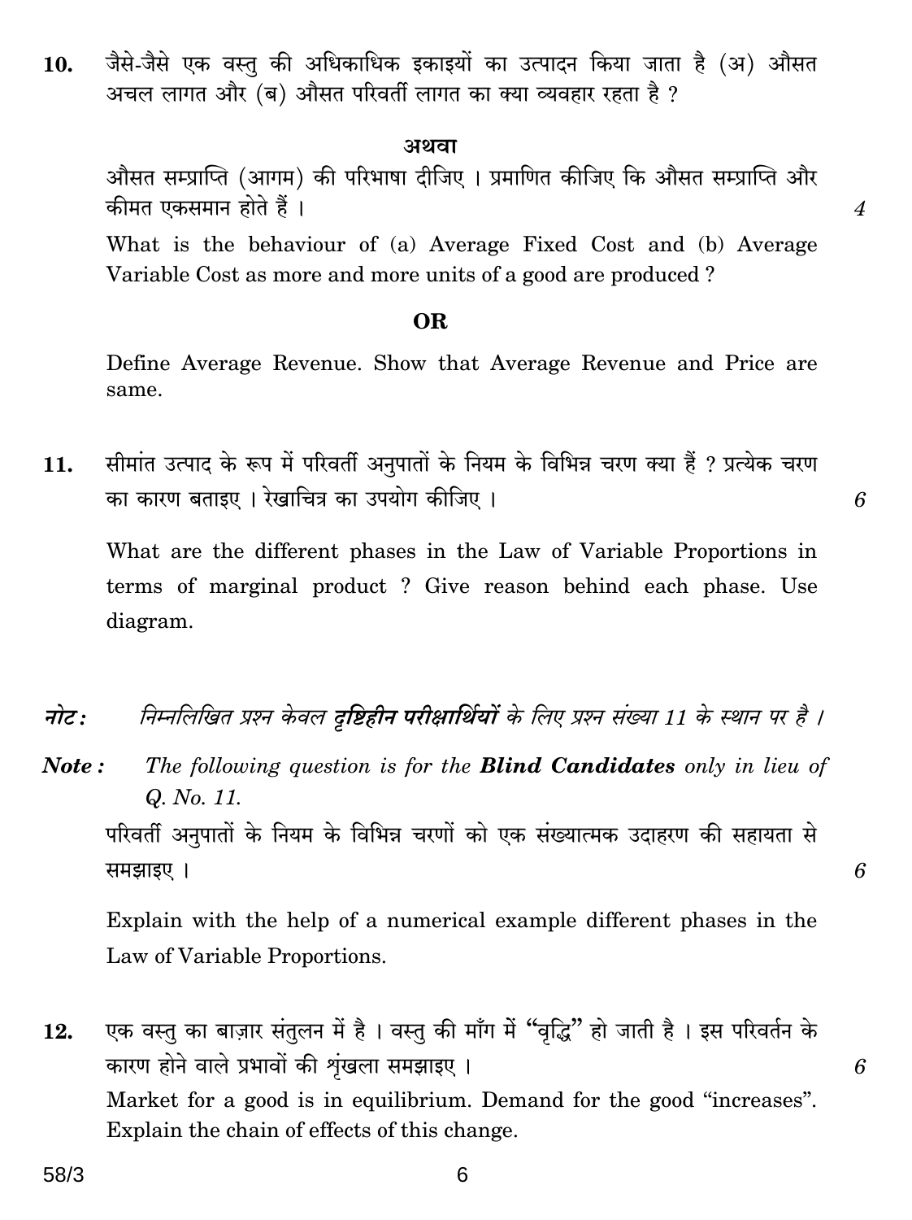**10.** जैसे-जैसे एक वस्तु की अधिकाधिक इकाइयों का उत्पादन किया जाता है (अ) औसत अचल लागत और (ब) औसत परिवर्ती लागत का क्या व्यवहार रहता है ?

**अथवा**

औसत सम्प्राप्ति (आगम) की परिभाषा दीजिए । प्रमाणित कीजिए कि औसत सम्प्राप्ति और कीमत एकसमान होते हैं । *4*

What is the behaviour of (a) Average Fixed Cost and (b) Average Variable Cost as more and more units of a good are produced ?

**OR**

Define Average Revenue. Show that Average Revenue and Price are same.

**11.** सीमांत उत्पाद के रूप में परिवर्ती अनुपातों के नियम के विभिन्न चरण क्या हैं ? प्रत्येक चरण का कारण बताइए । रेखाचित्र का उपयोग कीजिए । *6*

What are the different phases in the Law of Variable Proportions in terms of marginal product ? Give reason behind each phase. Use diagram.

***नोट :*** *निम्नलिखित प्रश्न केवल **दृष्टिहीन परीक्षार्थियों** के लिए प्रश्न संख्या 11 के स्थान पर है ।*

***Note :*** *The following question is for the **Blind Candidates** only in lieu of Q. No. 11.*

परिवर्ती अनुपातों के नियम के विभिन्न चरणों को एक संख्यात्मक उदाहरण की सहायता से समझाइए । *6*

Explain with the help of a numerical example different phases in the Law of Variable Proportions.

**12.** एक वस्तु का बाज़ार संतुलन में है । वस्तु की माँग में "वृद्धि" हो जाती है । इस परिवर्तन के कारण होने वाले प्रभावों की शृंखला समझाइए । *6*

Market for a good is in equilibrium. Demand for the good "increases". Explain the chain of effects of this change.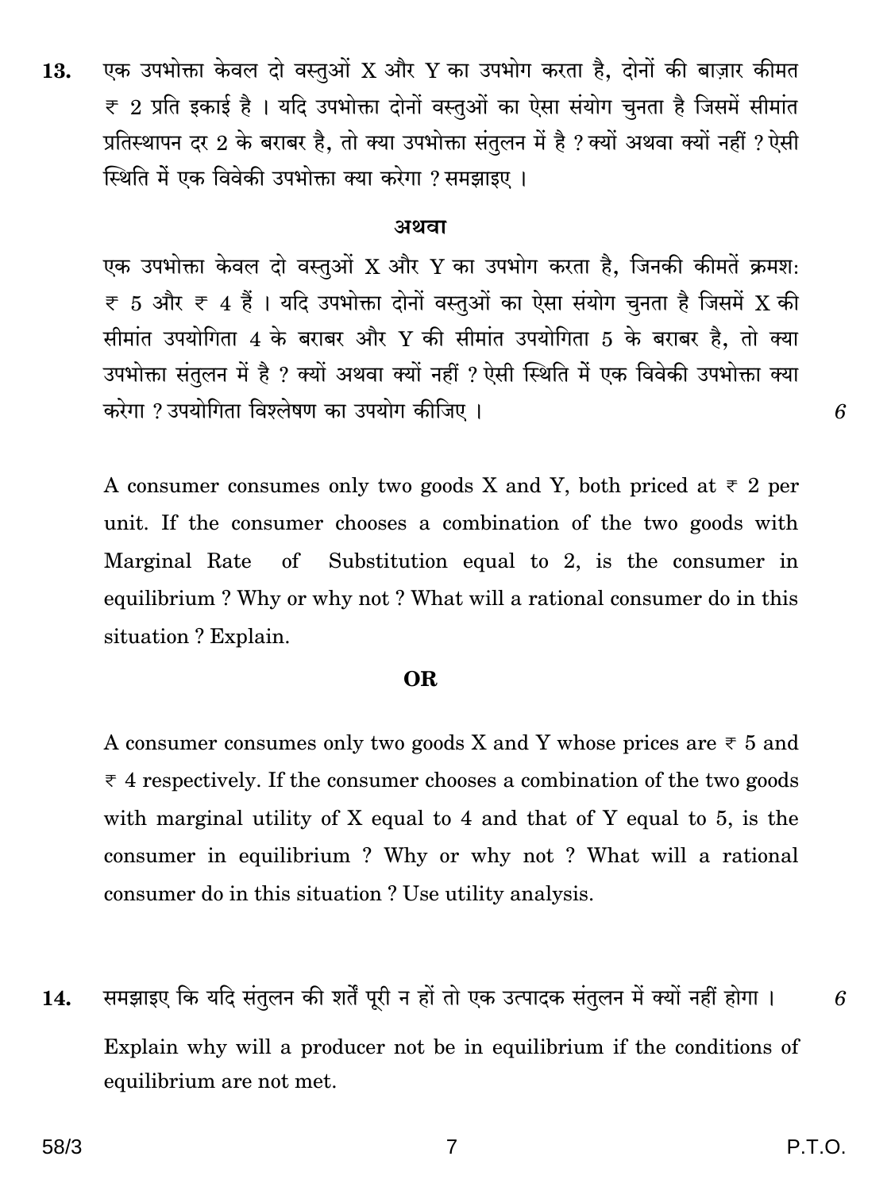13. एक उपभोक्ता केवल दो वस्तुओं X और Y का उपभोग करता है, दोनों की बाज़ार कीमत ₹ 2 प्रति इकाई है । यदि उपभोक्ता दोनों वस्तुओं का ऐसा संयोग चुनता है जिसमें सीमांत प्रतिस्थापन दर 2 के बराबर है, तो क्या उपभोक्ता संतुलन में है ? क्यों अथवा क्यों नहीं ? ऐसी स्थिति में एक विवेकी उपभोक्ता क्या करेगा ? समझाइए ।

**अथवा**

एक उपभोक्ता केवल दो वस्तुओं X और Y का उपभोग करता है, जिनकी कीमतें क्रमशः ₹ 5 और ₹ 4 हैं । यदि उपभोक्ता दोनों वस्तुओं का ऐसा संयोग चुनता है जिसमें X की सीमांत उपयोगिता 4 के बराबर और Y की सीमांत उपयोगिता 5 के बराबर है, तो क्या उपभोक्ता संतुलन में है ? क्यों अथवा क्यों नहीं ? ऐसी स्थिति में एक विवेकी उपभोक्ता क्या करेगा ? उपयोगिता विश्लेषण का उपयोग कीजिए । 6

A consumer consumes only two goods X and Y, both priced at ₹ 2 per unit. If the consumer chooses a combination of the two goods with Marginal Rate of Substitution equal to 2, is the consumer in equilibrium ? Why or why not ? What will a rational consumer do in this situation ? Explain.

**OR**

A consumer consumes only two goods X and Y whose prices are ₹ 5 and ₹ 4 respectively. If the consumer chooses a combination of the two goods with marginal utility of X equal to 4 and that of Y equal to 5, is the consumer in equilibrium ? Why or why not ? What will a rational consumer do in this situation ? Use utility analysis.

14. समझाइए कि यदि संतुलन की शर्तें पूरी न हों तो एक उत्पादक संतुलन में क्यों नहीं होगा । 6

Explain why will a producer not be in equilibrium if the conditions of equilibrium are not met.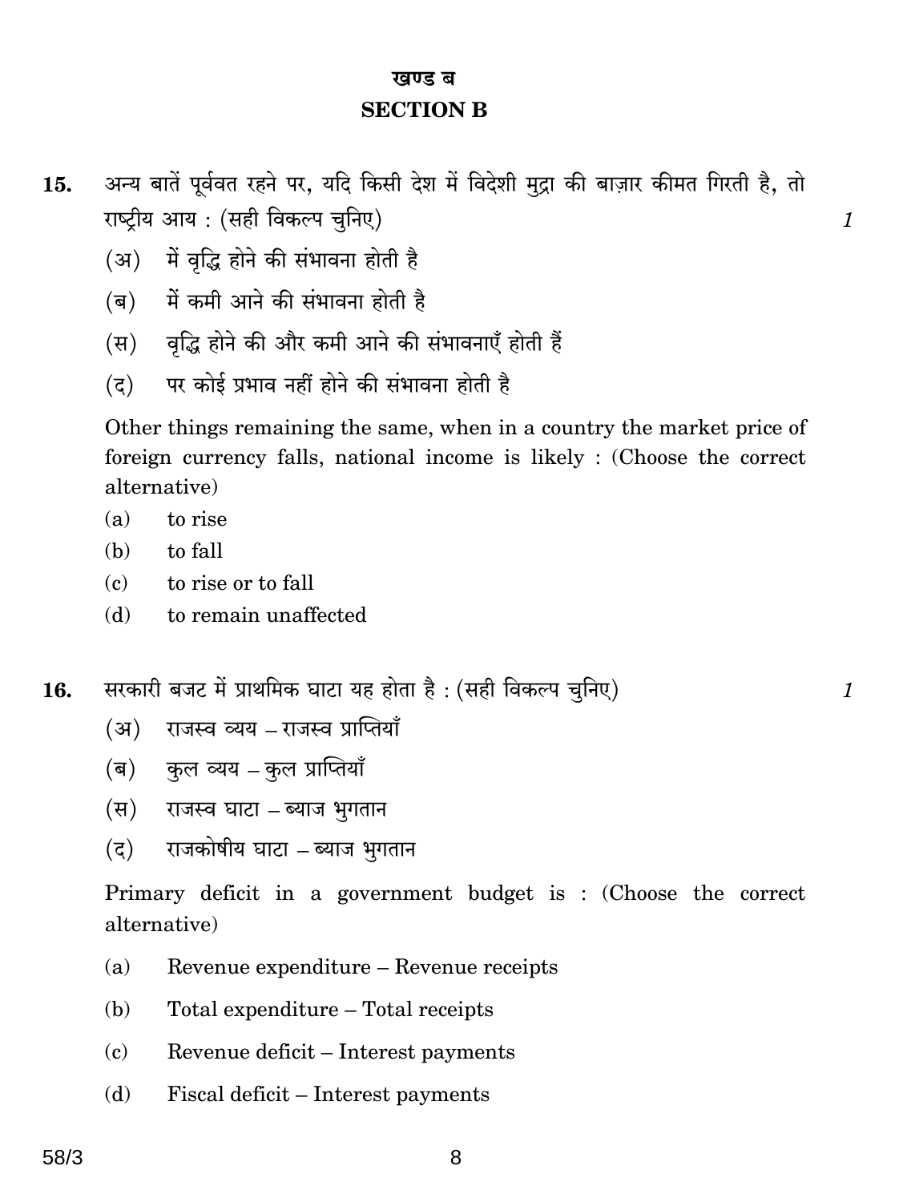## खण्ड ब
## SECTION B

**15.** अन्य बातें पूर्ववत रहने पर, यदि किसी देश में विदेशी मुद्रा की बाज़ार कीमत गिरती है, तो राष्ट्रीय आय : (सही विकल्प चुनिए) *1*

(अ) में वृद्धि होने की संभावना होती है

(ब) में कमी आने की संभावना होती है

(स) वृद्धि होने की और कमी आने की संभावनाएँ होती हैं

(द) पर कोई प्रभाव नहीं होने की संभावना होती है

Other things remaining the same, when in a country the market price of foreign currency falls, national income is likely : (Choose the correct alternative)

(a) to rise

(b) to fall

(c) to rise or to fall

(d) to remain unaffected

**16.** सरकारी बजट में प्राथमिक घाटा यह होता है : (सही विकल्प चुनिए) *1*

(अ) राजस्व व्यय – राजस्व प्राप्तियाँ

(ब) कुल व्यय – कुल प्राप्तियाँ

(स) राजस्व घाटा – ब्याज भुगतान

(द) राजकोषीय घाटा – ब्याज भुगतान

Primary deficit in a government budget is : (Choose the correct alternative)

(a) Revenue expenditure – Revenue receipts

(b) Total expenditure – Total receipts

(c) Revenue deficit – Interest payments

(d) Fiscal deficit – Interest payments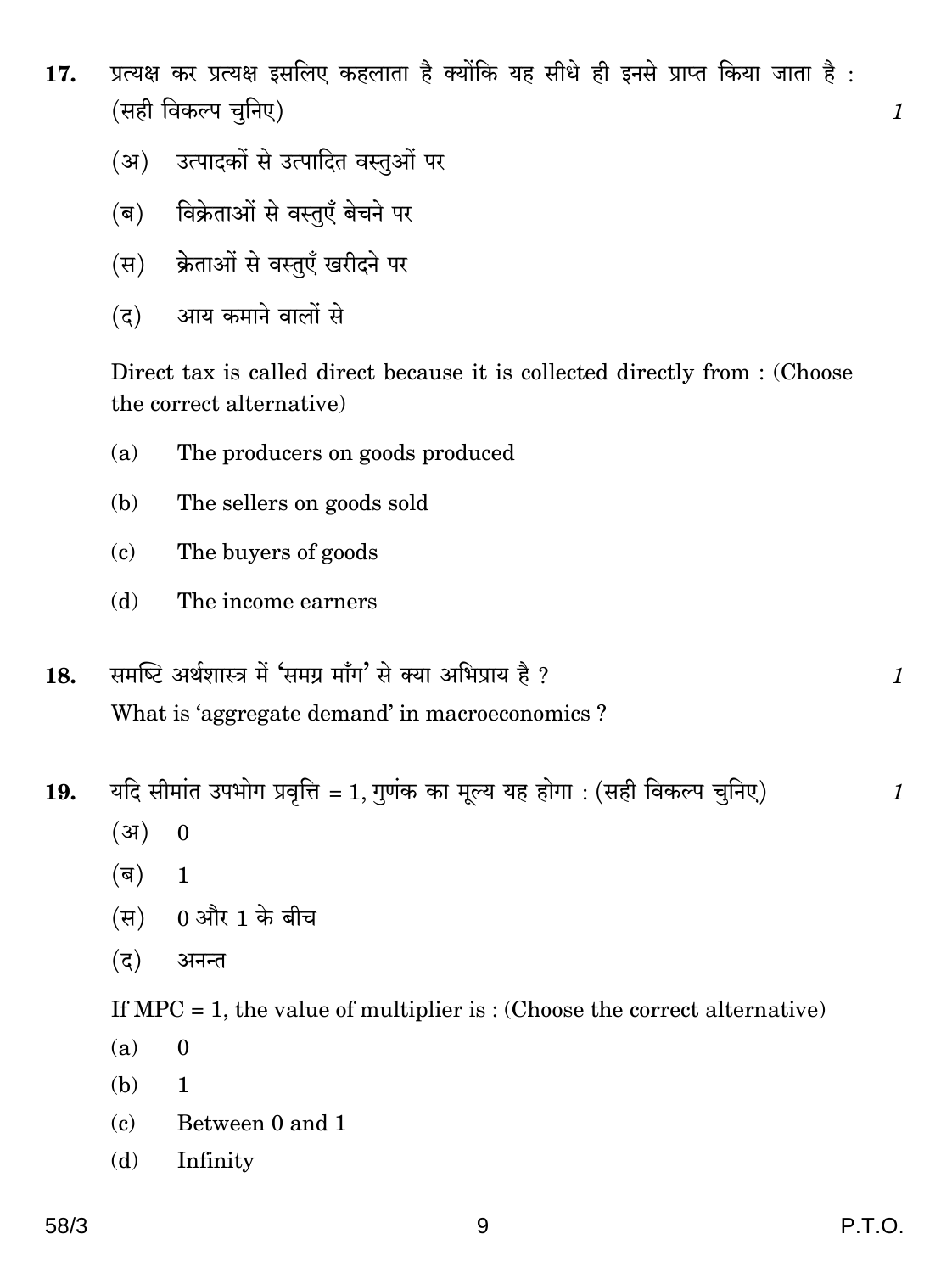17. प्रत्यक्ष कर प्रत्यक्ष इसलिए कहलाता है क्योंकि यह सीधे ही इनसे प्राप्त किया जाता है : (सही विकल्प चुनिए) *1*

    (अ) उत्पादकों से उत्पादित वस्तुओं पर

    (ब) विक्रेताओं से वस्तुएँ बेचने पर

    (स) क्रेताओं से वस्तुएँ खरीदने पर

    (द) आय कमाने वालों से

    Direct tax is called direct because it is collected directly from : (Choose the correct alternative)

    (a) The producers on goods produced

    (b) The sellers on goods sold

    (c) The buyers of goods

    (d) The income earners

18. समष्टि अर्थशास्त्र में 'समग्र माँग' से क्या अभिप्राय है ? *1*

    What is 'aggregate demand' in macroeconomics ?

19. यदि सीमांत उपभोग प्रवृत्ति = 1, गुणंक का मूल्य यह होगा : (सही विकल्प चुनिए) *1*

    (अ) 0

    (ब) 1

    (स) 0 और 1 के बीच

    (द) अनन्त

    If MPC = 1, the value of multiplier is : (Choose the correct alternative)

    (a) 0

    (b) 1

    (c) Between 0 and 1

    (d) Infinity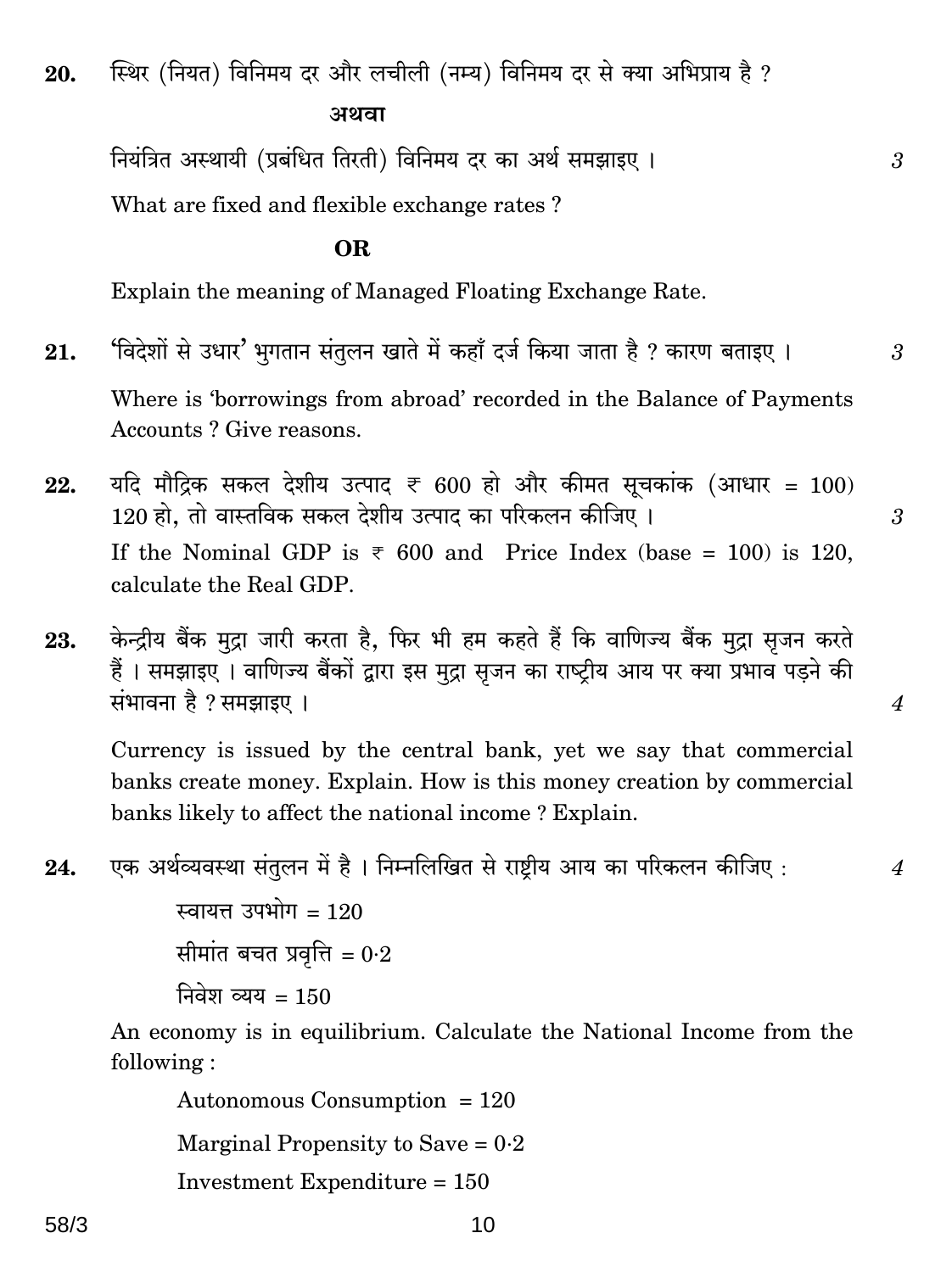**20.** स्थिर (नियत) विनिमय दर और लचीली (नम्य) विनिमय दर से क्या अभिप्राय है ?

**अथवा**

नियंत्रित अस्थायी (प्रबंधित तिरती) विनिमय दर का अर्थ समझाइए । 3

What are fixed and flexible exchange rates ?

**OR**

Explain the meaning of Managed Floating Exchange Rate.

**21.** 'विदेशों से उधार' भुगतान संतुलन खाते में कहाँ दर्ज किया जाता है ? कारण बताइए । 3

Where is 'borrowings from abroad' recorded in the Balance of Payments Accounts ? Give reasons.

**22.** यदि मौद्रिक सकल देशीय उत्पाद ₹ 600 हो और कीमत सूचकांक (आधार = 100) 120 हो, तो वास्तविक सकल देशीय उत्पाद का परिकलन कीजिए । 3

If the Nominal GDP is ₹ 600 and Price Index (base = 100) is 120, calculate the Real GDP.

**23.** केन्द्रीय बैंक मुद्रा जारी करता है, फिर भी हम कहते हैं कि वाणिज्य बैंक मुद्रा सृजन करते हैं । समझाइए । वाणिज्य बैंकों द्वारा इस मुद्रा सृजन का राष्ट्रीय आय पर क्या प्रभाव पड़ने की संभावना है ? समझाइए । 4

Currency is issued by the central bank, yet we say that commercial banks create money. Explain. How is this money creation by commercial banks likely to affect the national income ? Explain.

**24.** एक अर्थव्यवस्था संतुलन में है । निम्नलिखित से राष्ट्रीय आय का परिकलन कीजिए : 4

स्वायत्त उपभोग = 120

सीमांत बचत प्रवृत्ति = 0·2

निवेश व्यय = 150

An economy is in equilibrium. Calculate the National Income from the following :

Autonomous Consumption = 120

Marginal Propensity to Save = 0·2

Investment Expenditure = 150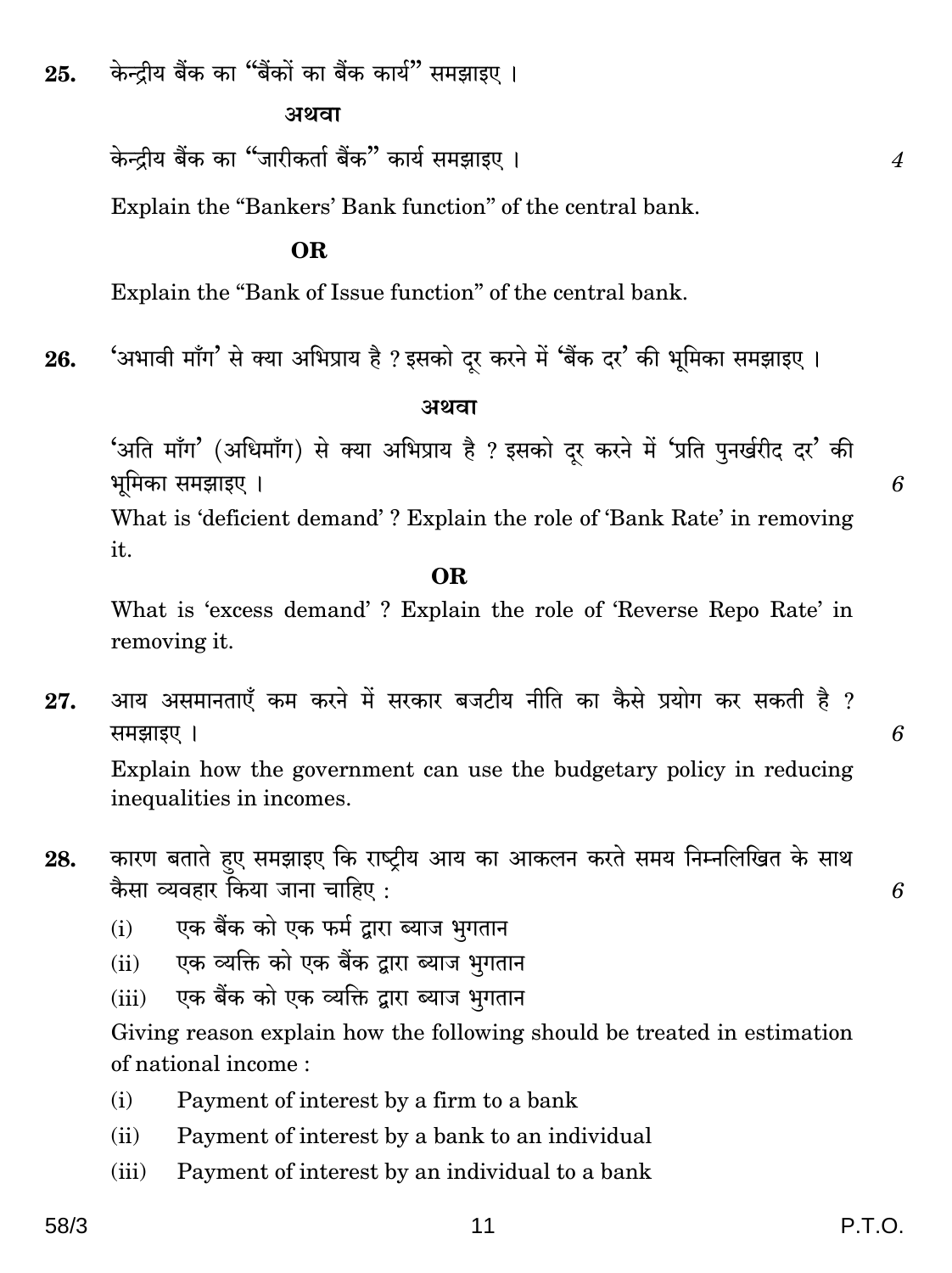25. केन्द्रीय बैंक का "बैंकों का बैंक कार्य" समझाइए ।

**अथवा**

केन्द्रीय बैंक का "जारीकर्ता बैंक" कार्य समझाइए । *4*

Explain the "Bankers' Bank function" of the central bank.

**OR**

Explain the "Bank of Issue function" of the central bank.

26. 'अभावी माँग' से क्या अभिप्राय है ? इसको दूर करने में 'बैंक दर' की भूमिका समझाइए ।

**अथवा**

'अति माँग' (अधिमाँग) से क्या अभिप्राय है ? इसको दूर करने में 'प्रति पुनर्खरीद दर' की भूमिका समझाइए । *6*

What is 'deficient demand' ? Explain the role of 'Bank Rate' in removing it.

**OR**

What is 'excess demand' ? Explain the role of 'Reverse Repo Rate' in removing it.

27. आय असमानताएँ कम करने में सरकार बजटीय नीति का कैसे प्रयोग कर सकती है ? समझाइए । *6*

Explain how the government can use the budgetary policy in reducing inequalities in incomes.

28. कारण बताते हुए समझाइए कि राष्ट्रीय आय का आकलन करते समय निम्नलिखित के साथ कैसा व्यवहार किया जाना चाहिए : *6*

(i) एक बैंक को एक फर्म द्वारा ब्याज भुगतान

(ii) एक व्यक्ति को एक बैंक द्वारा ब्याज भुगतान

(iii) एक बैंक को एक व्यक्ति द्वारा ब्याज भुगतान

Giving reason explain how the following should be treated in estimation of national income :

(i) Payment of interest by a firm to a bank

(ii) Payment of interest by a bank to an individual

(iii) Payment of interest by an individual to a bank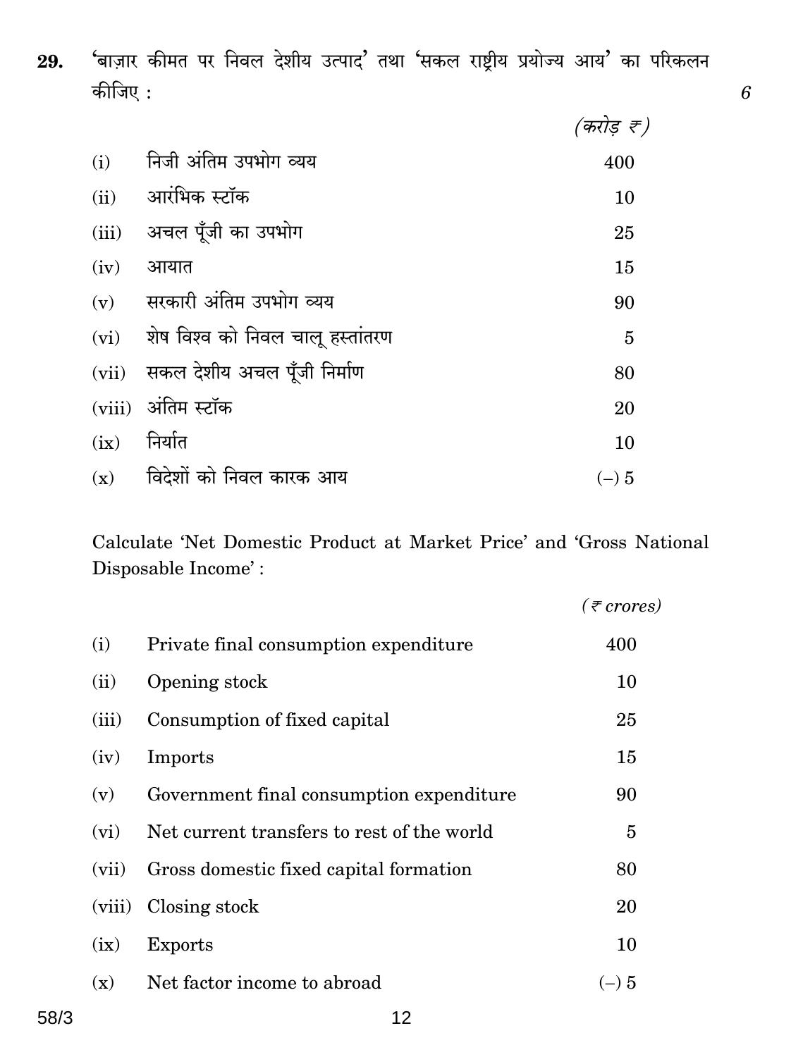**29.** 'बाज़ार कीमत पर निवल देशीय उत्पाद' तथा 'सकल राष्ट्रीय प्रयोज्य आय' का परिकलन कीजिए : *6*

| | | *(करोड़ ₹)* |
|---|---|---|
| (i) | निजी अंतिम उपभोग व्यय | 400 |
| (ii) | आरंभिक स्टॉक | 10 |
| (iii) | अचल पूँजी का उपभोग | 25 |
| (iv) | आयात | 15 |
| (v) | सरकारी अंतिम उपभोग व्यय | 90 |
| (vi) | शेष विश्व को निवल चालू हस्तांतरण | 5 |
| (vii) | सकल देशीय अचल पूँजी निर्माण | 80 |
| (viii) | अंतिम स्टॉक | 20 |
| (ix) | निर्यात | 10 |
| (x) | विदेशों को निवल कारक आय | (–) 5 |

Calculate 'Net Domestic Product at Market Price' and 'Gross National Disposable Income' :

| | | *(₹ crores)* |
|---|---|---|
| (i) | Private final consumption expenditure | 400 |
| (ii) | Opening stock | 10 |
| (iii) | Consumption of fixed capital | 25 |
| (iv) | Imports | 15 |
| (v) | Government final consumption expenditure | 90 |
| (vi) | Net current transfers to rest of the world | 5 |
| (vii) | Gross domestic fixed capital formation | 80 |
| (viii) | Closing stock | 20 |
| (ix) | Exports | 10 |
| (x) | Net factor income to abroad | (–) 5 |